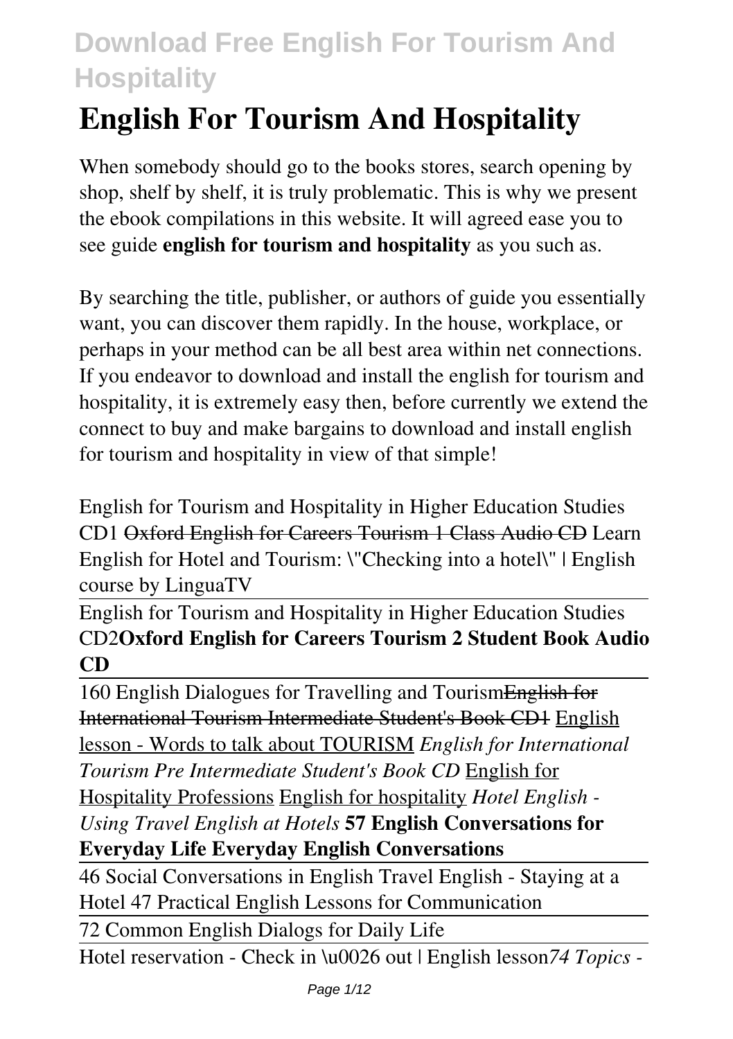# English For Tourism And Hospitality

When somebody should go to the books stores, search opening by shop, shelf by shelf, it is truly problematic. This is why we present the ebook compilations in this website. It will agreed ease you to see guide **english for tourism and hospitality** as you such as.

By searching the title, publisher, or authors of guide you essentially want, you can discover them rapidly. In the house, workplace, or perhaps in your method can be all best area within net connections. If you endeavor to download and install the english for tourism and hospitality, it is extremely easy then, before currently we extend the connect to buy and make bargains to download and install english for tourism and hospitality in view of that simple!

English for Tourism and Hospitality in Higher Education Studies CD1 ~~Oxford English for Careers Tourism 1 Class Audio CD~~ Learn English for Hotel and Tourism: \"Checking into a hotel\" | English course by LinguaTV

English for Tourism and Hospitality in Higher Education Studies CD2**Oxford English for Careers Tourism 2 Student Book Audio CD**

160 English Dialogues for Travelling and Tourism~~English for International Tourism Intermediate Student's Book CD1~~ English lesson - Words to talk about TOURISM *English for International Tourism Pre Intermediate Student's Book CD* English for Hospitality Professions English for hospitality *Hotel English - Using Travel English at Hotels* **57 English Conversations for Everyday Life Everyday English Conversations**

46 Social Conversations in English Travel English - Staying at a Hotel 47 Practical English Lessons for Communication

72 Common English Dialogs for Daily Life

Hotel reservation - Check in \u0026 out | English lesson*74 Topics -*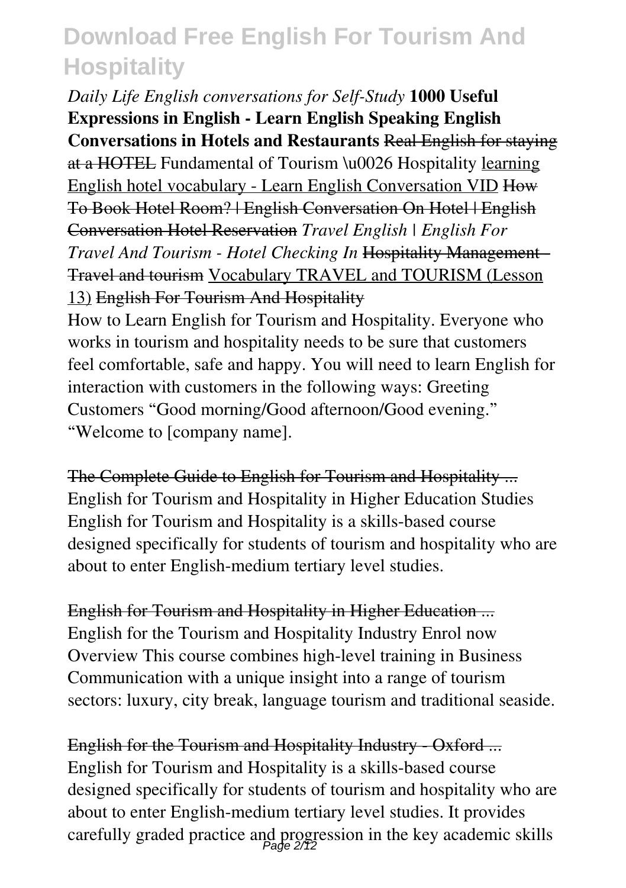*Daily Life English conversations for Self-Study* **1000 Useful Expressions in English - Learn English Speaking English Conversations in Hotels and Restaurants** ~~Real English for staying at a HOTEL~~ Fundamental of Tourism \u0026 Hospitality learning English hotel vocabulary - Learn English Conversation VID ~~How To Book Hotel Room? | English Conversation On Hotel | English Conversation Hotel Reservation~~ *Travel English | English For Travel And Tourism - Hotel Checking In* ~~Hospitality Management - Travel and tourism~~ Vocabulary TRAVEL and TOURISM (Lesson 13) ~~English For Tourism And Hospitality~~

How to Learn English for Tourism and Hospitality. Everyone who works in tourism and hospitality needs to be sure that customers feel comfortable, safe and happy. You will need to learn English for interaction with customers in the following ways: Greeting Customers "Good morning/Good afternoon/Good evening." "Welcome to [company name].

~~The Complete Guide to English for Tourism and Hospitality ...~~ English for Tourism and Hospitality in Higher Education Studies English for Tourism and Hospitality is a skills-based course designed specifically for students of tourism and hospitality who are about to enter English-medium tertiary level studies.

~~English for Tourism and Hospitality in Higher Education ...~~ English for the Tourism and Hospitality Industry Enrol now Overview This course combines high-level training in Business Communication with a unique insight into a range of tourism sectors: luxury, city break, language tourism and traditional seaside.

~~English for the Tourism and Hospitality Industry - Oxford ...~~ English for Tourism and Hospitality is a skills-based course designed specifically for students of tourism and hospitality who are about to enter English-medium tertiary level studies. It provides carefully graded practice and progression in the key academic skills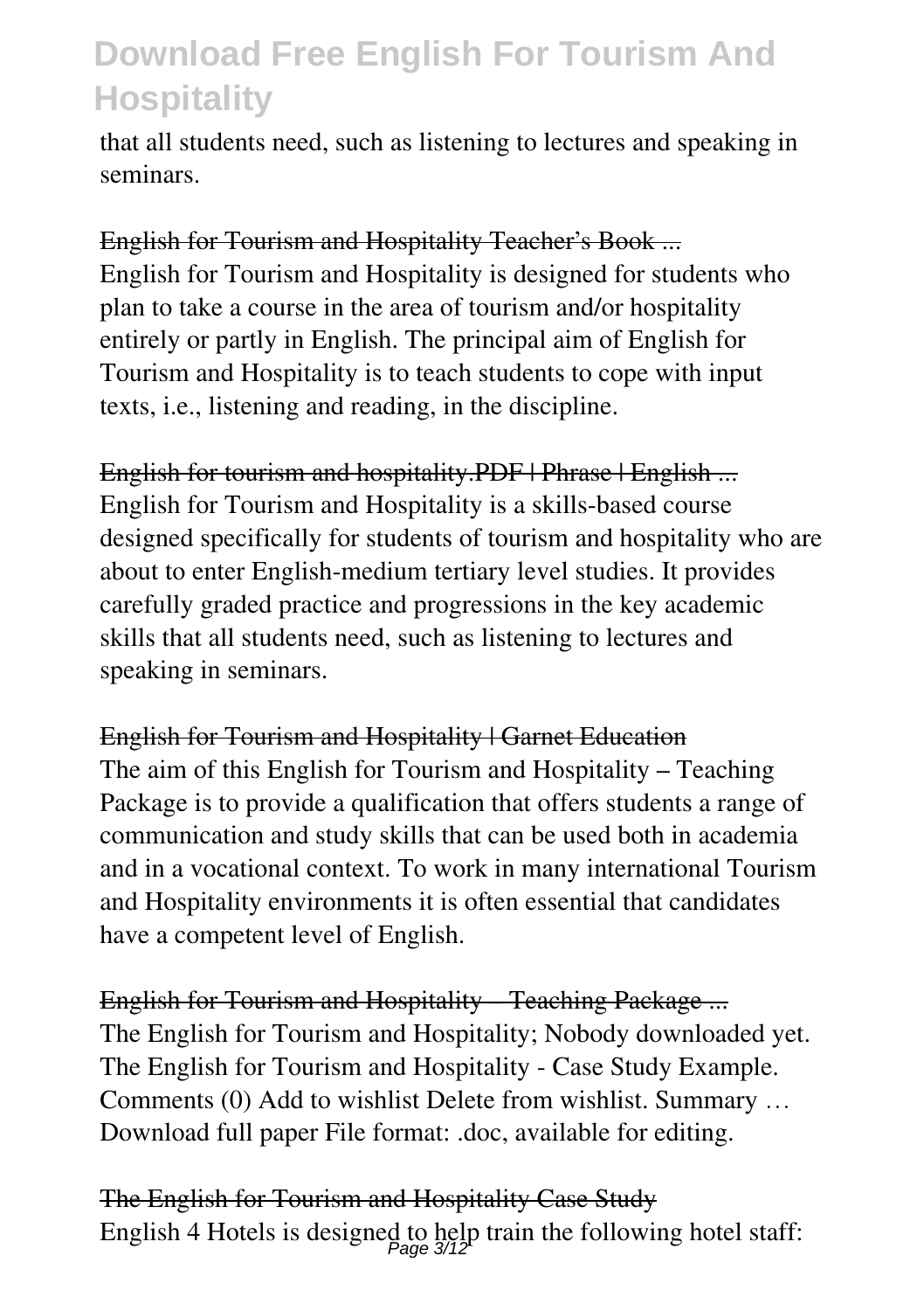that all students need, such as listening to lectures and speaking in seminars.

## English for Tourism and Hospitality Teacher's Book ...

English for Tourism and Hospitality is designed for students who plan to take a course in the area of tourism and/or hospitality entirely or partly in English. The principal aim of English for Tourism and Hospitality is to teach students to cope with input texts, i.e., listening and reading, in the discipline.

## English for tourism and hospitality.PDF | Phrase | English ...

English for Tourism and Hospitality is a skills-based course designed specifically for students of tourism and hospitality who are about to enter English-medium tertiary level studies. It provides carefully graded practice and progressions in the key academic skills that all students need, such as listening to lectures and speaking in seminars.

## English for Tourism and Hospitality | Garnet Education

The aim of this English for Tourism and Hospitality – Teaching Package is to provide a qualification that offers students a range of communication and study skills that can be used both in academia and in a vocational context. To work in many international Tourism and Hospitality environments it is often essential that candidates have a competent level of English.

## English for Tourism and Hospitality – Teaching Package ...

The English for Tourism and Hospitality; Nobody downloaded yet. The English for Tourism and Hospitality - Case Study Example. Comments (0) Add to wishlist Delete from wishlist. Summary … Download full paper File format: .doc, available for editing.

## The English for Tourism and Hospitality Case Study

English 4 Hotels is designed to help train the following hotel staff: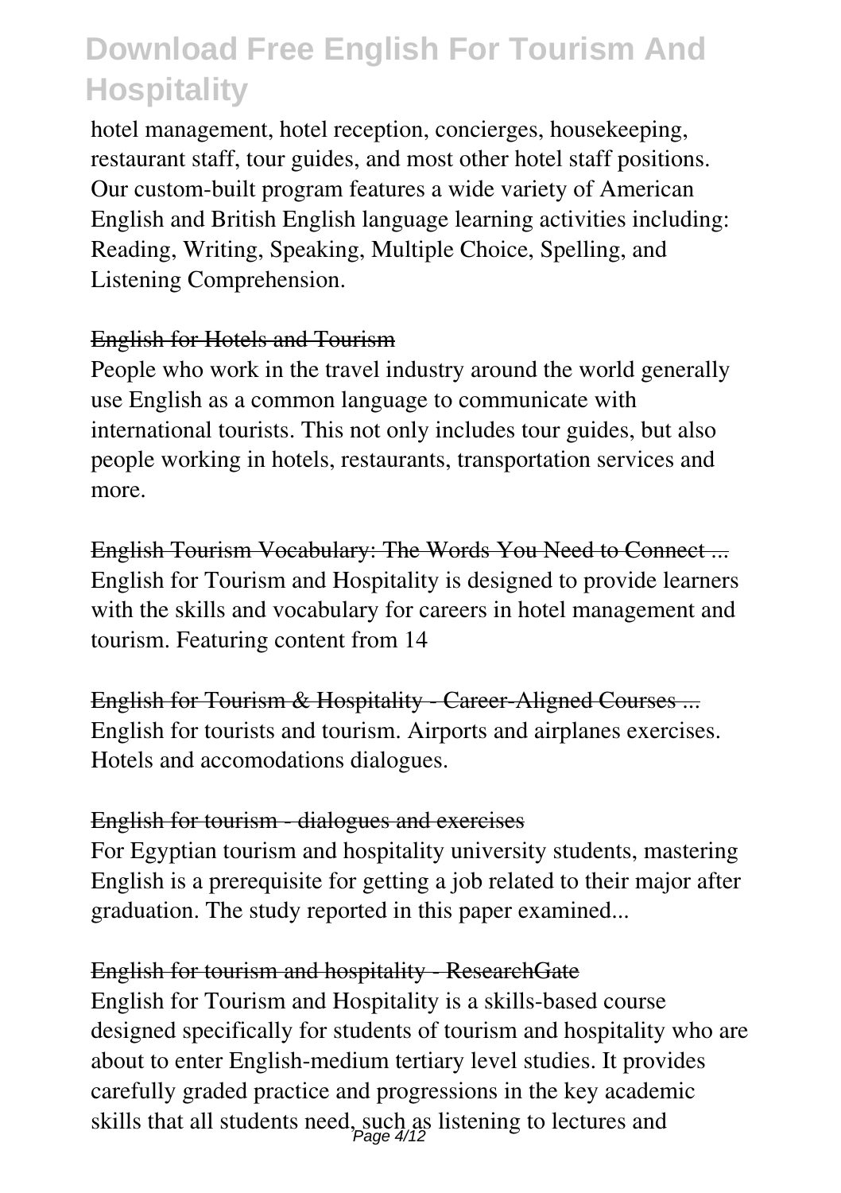hotel management, hotel reception, concierges, housekeeping, restaurant staff, tour guides, and most other hotel staff positions. Our custom-built program features a wide variety of American English and British English language learning activities including: Reading, Writing, Speaking, Multiple Choice, Spelling, and Listening Comprehension.

### English for Hotels and Tourism

People who work in the travel industry around the world generally use English as a common language to communicate with international tourists. This not only includes tour guides, but also people working in hotels, restaurants, transportation services and more.

### English Tourism Vocabulary: The Words You Need to Connect ...

English for Tourism and Hospitality is designed to provide learners with the skills and vocabulary for careers in hotel management and tourism. Featuring content from 14

### English for Tourism & Hospitality - Career-Aligned Courses ...

English for tourists and tourism. Airports and airplanes exercises. Hotels and accomodations dialogues.

### English for tourism - dialogues and exercises

For Egyptian tourism and hospitality university students, mastering English is a prerequisite for getting a job related to their major after graduation. The study reported in this paper examined...

### English for tourism and hospitality - ResearchGate

English for Tourism and Hospitality is a skills-based course designed specifically for students of tourism and hospitality who are about to enter English-medium tertiary level studies. It provides carefully graded practice and progressions in the key academic skills that all students need, such as listening to lectures and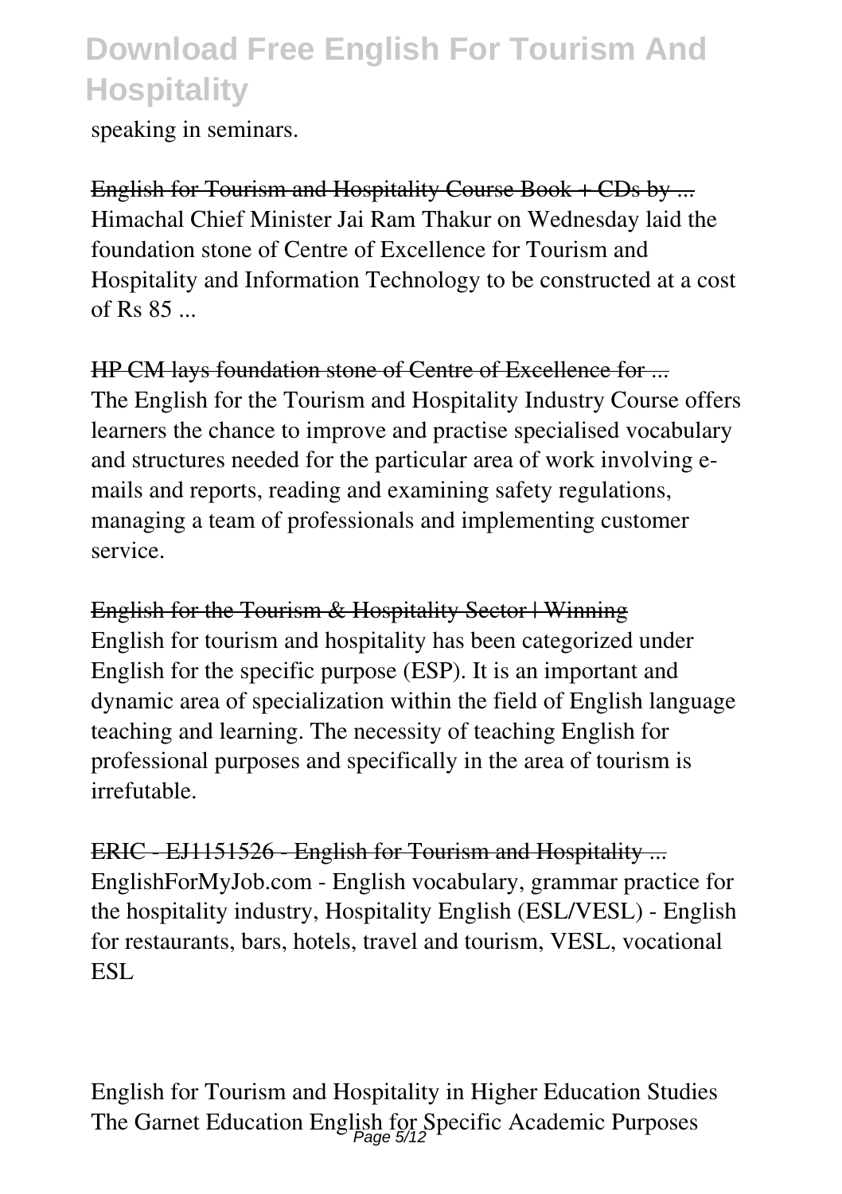speaking in seminars.

English for Tourism and Hospitality Course Book + CDs by ...
Himachal Chief Minister Jai Ram Thakur on Wednesday laid the foundation stone of Centre of Excellence for Tourism and Hospitality and Information Technology to be constructed at a cost of Rs 85 ...

HP CM lays foundation stone of Centre of Excellence for ...
The English for the Tourism and Hospitality Industry Course offers learners the chance to improve and practise specialised vocabulary and structures needed for the particular area of work involving e-mails and reports, reading and examining safety regulations, managing a team of professionals and implementing customer service.

English for the Tourism & Hospitality Sector | Winning
English for tourism and hospitality has been categorized under English for the specific purpose (ESP). It is an important and dynamic area of specialization within the field of English language teaching and learning. The necessity of teaching English for professional purposes and specifically in the area of tourism is irrefutable.

ERIC - EJ1151526 - English for Tourism and Hospitality ...
EnglishForMyJob.com - English vocabulary, grammar practice for the hospitality industry, Hospitality English (ESL/VESL) - English for restaurants, bars, hotels, travel and tourism, VESL, vocational ESL

English for Tourism and Hospitality in Higher Education Studies
The Garnet Education English for Specific Academic Purposes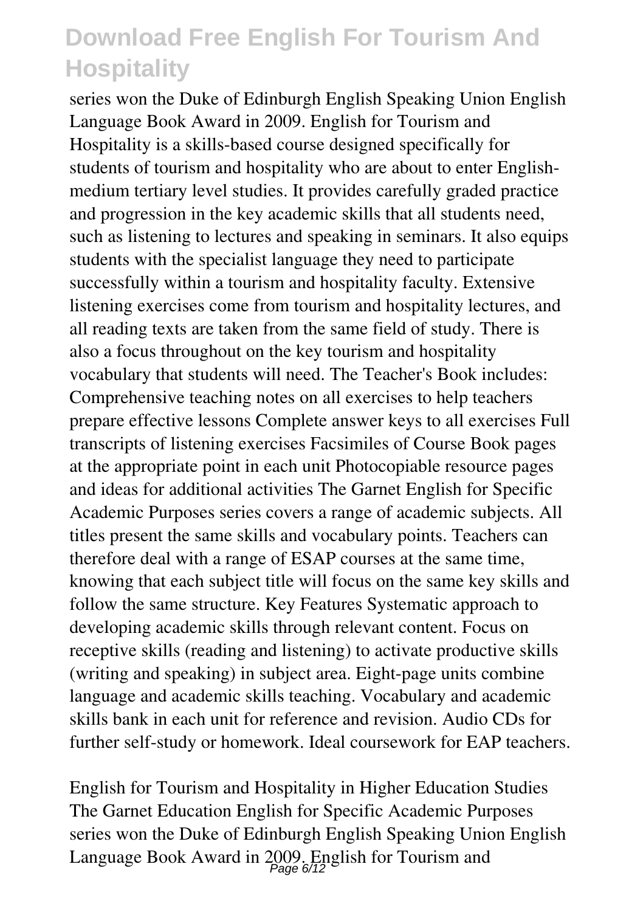series won the Duke of Edinburgh English Speaking Union English Language Book Award in 2009. English for Tourism and Hospitality is a skills-based course designed specifically for students of tourism and hospitality who are about to enter English-medium tertiary level studies. It provides carefully graded practice and progression in the key academic skills that all students need, such as listening to lectures and speaking in seminars. It also equips students with the specialist language they need to participate successfully within a tourism and hospitality faculty. Extensive listening exercises come from tourism and hospitality lectures, and all reading texts are taken from the same field of study. There is also a focus throughout on the key tourism and hospitality vocabulary that students will need. The Teacher's Book includes: Comprehensive teaching notes on all exercises to help teachers prepare effective lessons Complete answer keys to all exercises Full transcripts of listening exercises Facsimiles of Course Book pages at the appropriate point in each unit Photocopiable resource pages and ideas for additional activities The Garnet English for Specific Academic Purposes series covers a range of academic subjects. All titles present the same skills and vocabulary points. Teachers can therefore deal with a range of ESAP courses at the same time, knowing that each subject title will focus on the same key skills and follow the same structure. Key Features Systematic approach to developing academic skills through relevant content. Focus on receptive skills (reading and listening) to activate productive skills (writing and speaking) in subject area. Eight-page units combine language and academic skills teaching. Vocabulary and academic skills bank in each unit for reference and revision. Audio CDs for further self-study or homework. Ideal coursework for EAP teachers.

English for Tourism and Hospitality in Higher Education Studies The Garnet Education English for Specific Academic Purposes series won the Duke of Edinburgh English Speaking Union English Language Book Award in 2009. English for Tourism and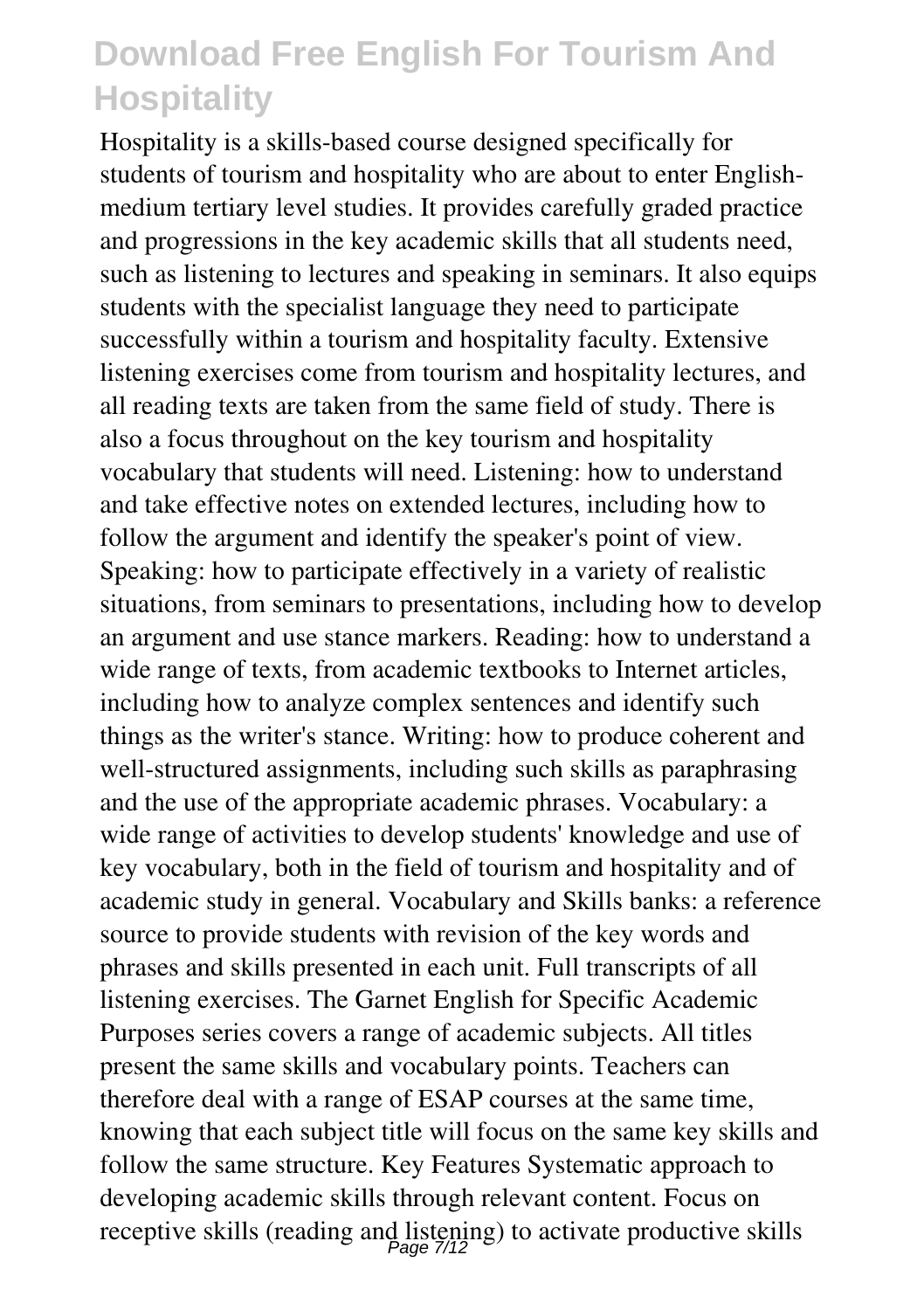Hospitality is a skills-based course designed specifically for students of tourism and hospitality who are about to enter English-medium tertiary level studies. It provides carefully graded practice and progressions in the key academic skills that all students need, such as listening to lectures and speaking in seminars. It also equips students with the specialist language they need to participate successfully within a tourism and hospitality faculty. Extensive listening exercises come from tourism and hospitality lectures, and all reading texts are taken from the same field of study. There is also a focus throughout on the key tourism and hospitality vocabulary that students will need. Listening: how to understand and take effective notes on extended lectures, including how to follow the argument and identify the speaker's point of view. Speaking: how to participate effectively in a variety of realistic situations, from seminars to presentations, including how to develop an argument and use stance markers. Reading: how to understand a wide range of texts, from academic textbooks to Internet articles, including how to analyze complex sentences and identify such things as the writer's stance. Writing: how to produce coherent and well-structured assignments, including such skills as paraphrasing and the use of the appropriate academic phrases. Vocabulary: a wide range of activities to develop students' knowledge and use of key vocabulary, both in the field of tourism and hospitality and of academic study in general. Vocabulary and Skills banks: a reference source to provide students with revision of the key words and phrases and skills presented in each unit. Full transcripts of all listening exercises. The Garnet English for Specific Academic Purposes series covers a range of academic subjects. All titles present the same skills and vocabulary points. Teachers can therefore deal with a range of ESAP courses at the same time, knowing that each subject title will focus on the same key skills and follow the same structure. Key Features Systematic approach to developing academic skills through relevant content. Focus on receptive skills (reading and listening) to activate productive skills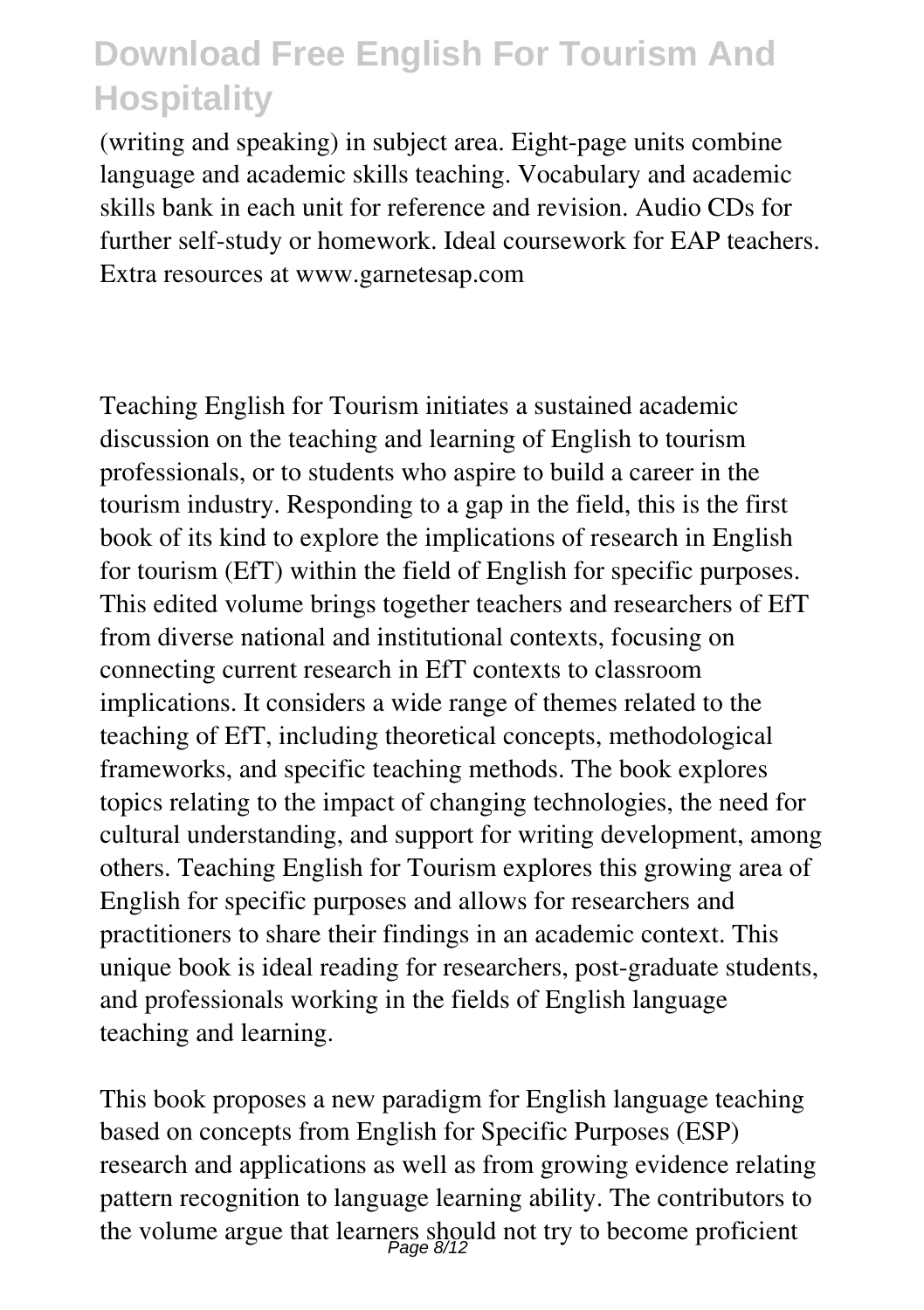(writing and speaking) in subject area. Eight-page units combine language and academic skills teaching. Vocabulary and academic skills bank in each unit for reference and revision. Audio CDs for further self-study or homework. Ideal coursework for EAP teachers. Extra resources at www.garnetesap.com

Teaching English for Tourism initiates a sustained academic discussion on the teaching and learning of English to tourism professionals, or to students who aspire to build a career in the tourism industry. Responding to a gap in the field, this is the first book of its kind to explore the implications of research in English for tourism (EfT) within the field of English for specific purposes. This edited volume brings together teachers and researchers of EfT from diverse national and institutional contexts, focusing on connecting current research in EfT contexts to classroom implications. It considers a wide range of themes related to the teaching of EfT, including theoretical concepts, methodological frameworks, and specific teaching methods. The book explores topics relating to the impact of changing technologies, the need for cultural understanding, and support for writing development, among others. Teaching English for Tourism explores this growing area of English for specific purposes and allows for researchers and practitioners to share their findings in an academic context. This unique book is ideal reading for researchers, post-graduate students, and professionals working in the fields of English language teaching and learning.

This book proposes a new paradigm for English language teaching based on concepts from English for Specific Purposes (ESP) research and applications as well as from growing evidence relating pattern recognition to language learning ability. The contributors to the volume argue that learners should not try to become proficient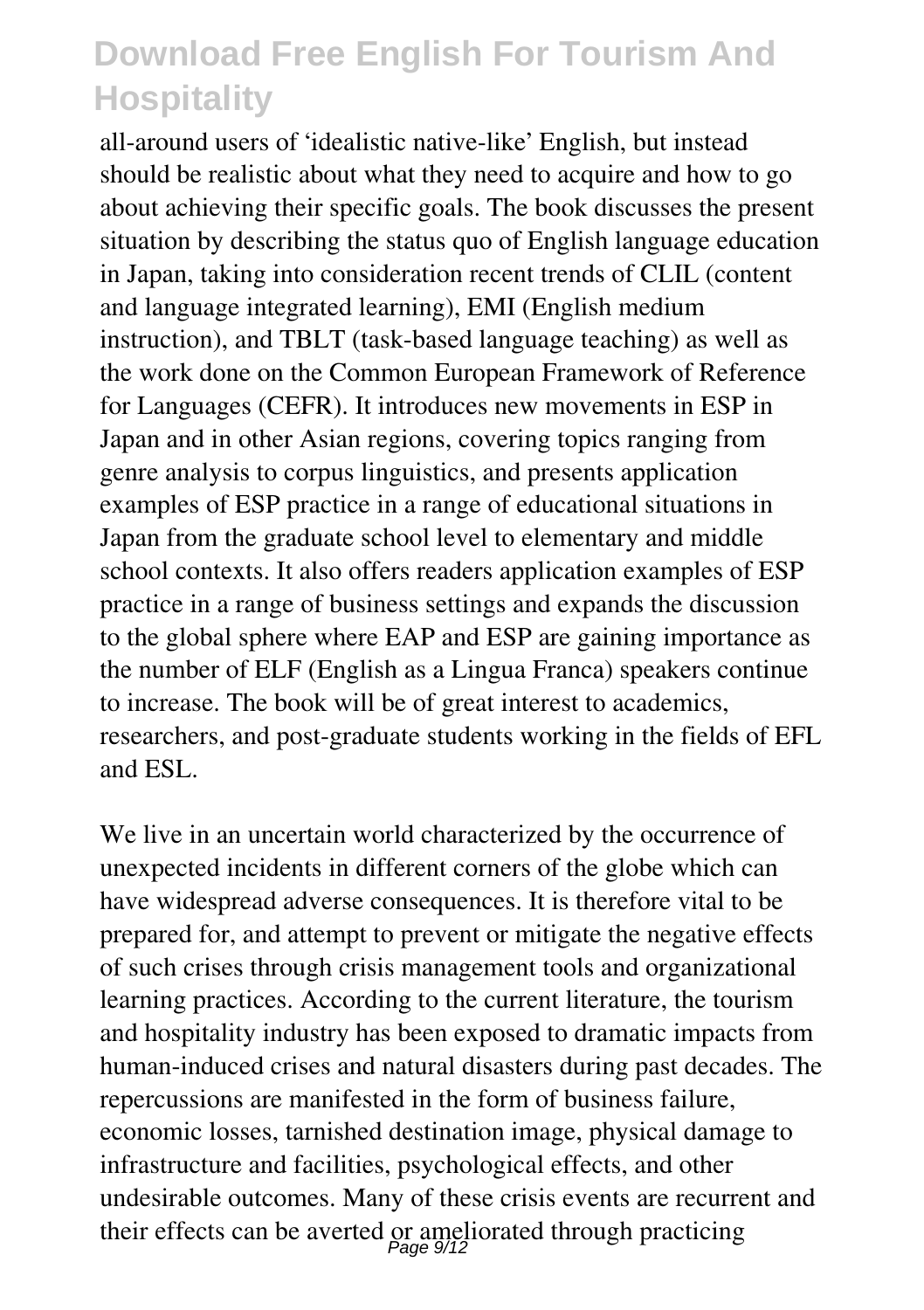all-around users of 'idealistic native-like' English, but instead should be realistic about what they need to acquire and how to go about achieving their specific goals. The book discusses the present situation by describing the status quo of English language education in Japan, taking into consideration recent trends of CLIL (content and language integrated learning), EMI (English medium instruction), and TBLT (task-based language teaching) as well as the work done on the Common European Framework of Reference for Languages (CEFR). It introduces new movements in ESP in Japan and in other Asian regions, covering topics ranging from genre analysis to corpus linguistics, and presents application examples of ESP practice in a range of educational situations in Japan from the graduate school level to elementary and middle school contexts. It also offers readers application examples of ESP practice in a range of business settings and expands the discussion to the global sphere where EAP and ESP are gaining importance as the number of ELF (English as a Lingua Franca) speakers continue to increase. The book will be of great interest to academics, researchers, and post-graduate students working in the fields of EFL and ESL.

We live in an uncertain world characterized by the occurrence of unexpected incidents in different corners of the globe which can have widespread adverse consequences. It is therefore vital to be prepared for, and attempt to prevent or mitigate the negative effects of such crises through crisis management tools and organizational learning practices. According to the current literature, the tourism and hospitality industry has been exposed to dramatic impacts from human-induced crises and natural disasters during past decades. The repercussions are manifested in the form of business failure, economic losses, tarnished destination image, physical damage to infrastructure and facilities, psychological effects, and other undesirable outcomes. Many of these crisis events are recurrent and their effects can be averted or ameliorated through practicing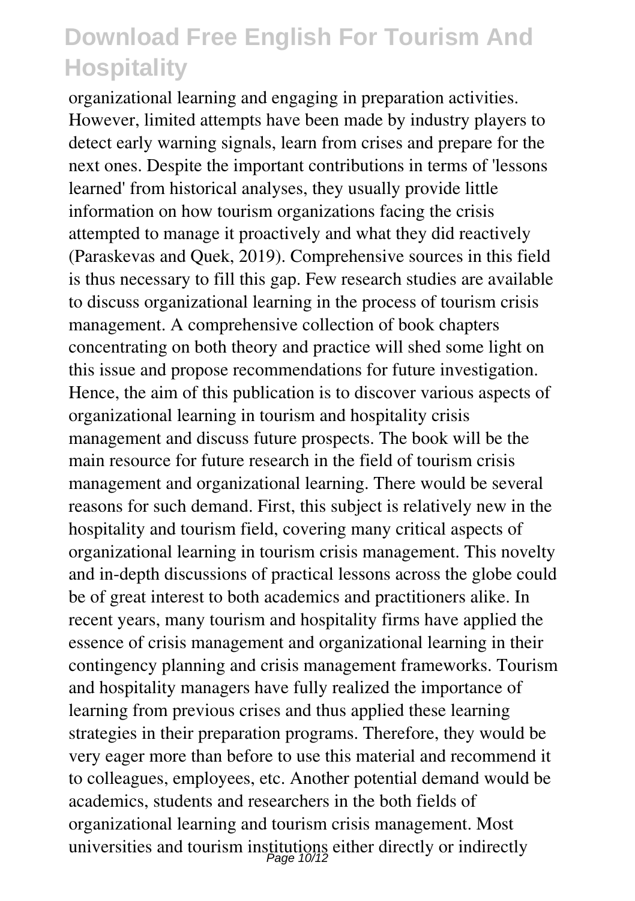organizational learning and engaging in preparation activities. However, limited attempts have been made by industry players to detect early warning signals, learn from crises and prepare for the next ones. Despite the important contributions in terms of 'lessons learned' from historical analyses, they usually provide little information on how tourism organizations facing the crisis attempted to manage it proactively and what they did reactively (Paraskevas and Quek, 2019). Comprehensive sources in this field is thus necessary to fill this gap. Few research studies are available to discuss organizational learning in the process of tourism crisis management. A comprehensive collection of book chapters concentrating on both theory and practice will shed some light on this issue and propose recommendations for future investigation. Hence, the aim of this publication is to discover various aspects of organizational learning in tourism and hospitality crisis management and discuss future prospects. The book will be the main resource for future research in the field of tourism crisis management and organizational learning. There would be several reasons for such demand. First, this subject is relatively new in the hospitality and tourism field, covering many critical aspects of organizational learning in tourism crisis management. This novelty and in-depth discussions of practical lessons across the globe could be of great interest to both academics and practitioners alike. In recent years, many tourism and hospitality firms have applied the essence of crisis management and organizational learning in their contingency planning and crisis management frameworks. Tourism and hospitality managers have fully realized the importance of learning from previous crises and thus applied these learning strategies in their preparation programs. Therefore, they would be very eager more than before to use this material and recommend it to colleagues, employees, etc. Another potential demand would be academics, students and researchers in the both fields of organizational learning and tourism crisis management. Most universities and tourism institutions either directly or indirectly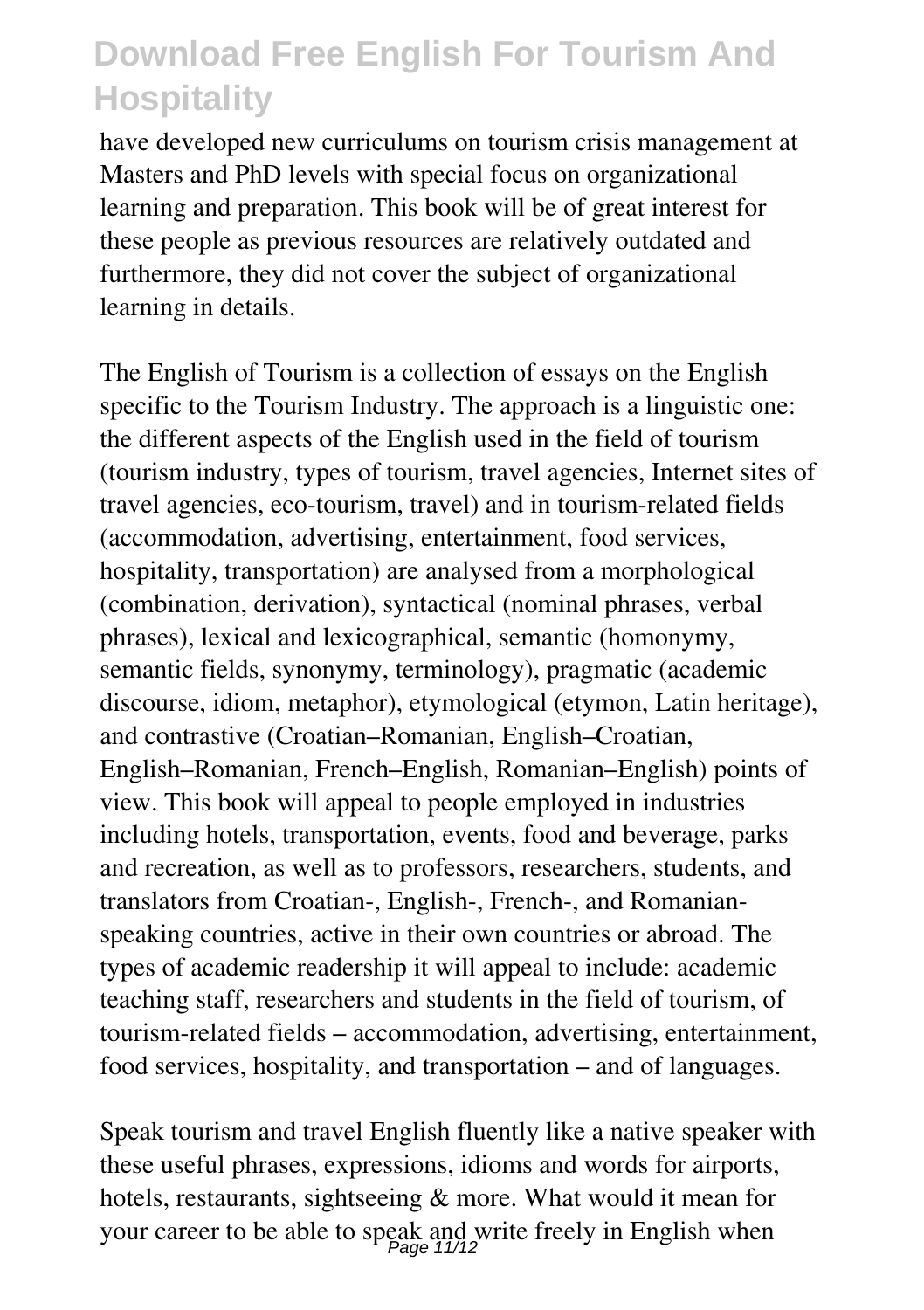have developed new curriculums on tourism crisis management at Masters and PhD levels with special focus on organizational learning and preparation. This book will be of great interest for these people as previous resources are relatively outdated and furthermore, they did not cover the subject of organizational learning in details.

The English of Tourism is a collection of essays on the English specific to the Tourism Industry. The approach is a linguistic one: the different aspects of the English used in the field of tourism (tourism industry, types of tourism, travel agencies, Internet sites of travel agencies, eco-tourism, travel) and in tourism-related fields (accommodation, advertising, entertainment, food services, hospitality, transportation) are analysed from a morphological (combination, derivation), syntactical (nominal phrases, verbal phrases), lexical and lexicographical, semantic (homonymy, semantic fields, synonymy, terminology), pragmatic (academic discourse, idiom, metaphor), etymological (etymon, Latin heritage), and contrastive (Croatian–Romanian, English–Croatian, English–Romanian, French–English, Romanian–English) points of view. This book will appeal to people employed in industries including hotels, transportation, events, food and beverage, parks and recreation, as well as to professors, researchers, students, and translators from Croatian-, English-, French-, and Romanian-speaking countries, active in their own countries or abroad. The types of academic readership it will appeal to include: academic teaching staff, researchers and students in the field of tourism, of tourism-related fields – accommodation, advertising, entertainment, food services, hospitality, and transportation – and of languages.

Speak tourism and travel English fluently like a native speaker with these useful phrases, expressions, idioms and words for airports, hotels, restaurants, sightseeing & more. What would it mean for your career to be able to speak and write freely in English when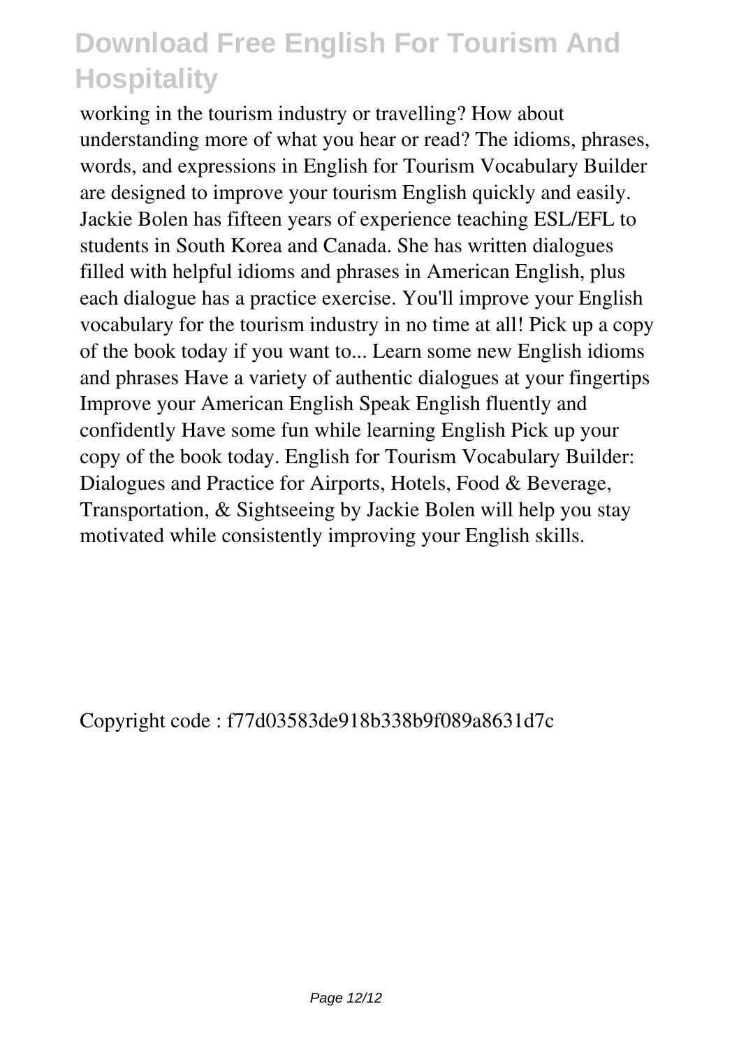working in the tourism industry or travelling? How about understanding more of what you hear or read? The idioms, phrases, words, and expressions in English for Tourism Vocabulary Builder are designed to improve your tourism English quickly and easily. Jackie Bolen has fifteen years of experience teaching ESL/EFL to students in South Korea and Canada. She has written dialogues filled with helpful idioms and phrases in American English, plus each dialogue has a practice exercise. You'll improve your English vocabulary for the tourism industry in no time at all! Pick up a copy of the book today if you want to... Learn some new English idioms and phrases Have a variety of authentic dialogues at your fingertips Improve your American English Speak English fluently and confidently Have some fun while learning English Pick up your copy of the book today. English for Tourism Vocabulary Builder: Dialogues and Practice for Airports, Hotels, Food & Beverage, Transportation, & Sightseeing by Jackie Bolen will help you stay motivated while consistently improving your English skills.

Copyright code : f77d03583de918b338b9f089a8631d7c